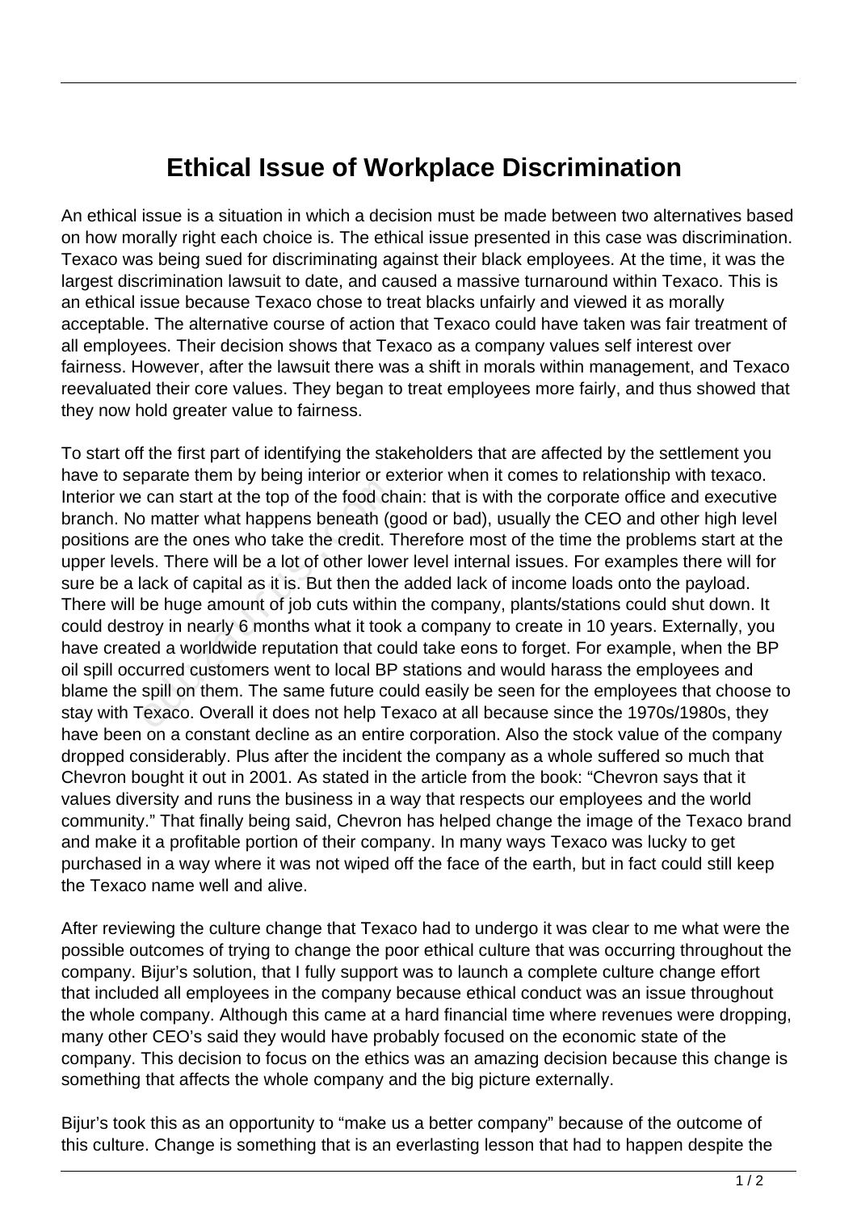# Ethical Issue of Workplace Discrimination

An ethical issue is a situation in which a decision must be made between two alternatives based on how morally right each choice is. The ethical issue presented in this case was discrimination. Texaco was being sued for discriminating against their black employees. At the time, it was the largest discrimination lawsuit to date, and caused a massive turnaround within Texaco. This is an ethical issue because Texaco chose to treat blacks unfairly and viewed it as morally acceptable. The alternative course of action that Texaco could have taken was fair treatment of all employees. Their decision shows that Texaco as a company values self interest over fairness. However, after the lawsuit there was a shift in morals within management, and Texaco reevaluated their core values. They began to treat employees more fairly, and thus showed that they now hold greater value to fairness.

To start off the first part of identifying the stakeholders that are affected by the settlement you have to separate them by being interior or exterior when it comes to relationship with texaco. Interior we can start at the top of the food chain: that is with the corporate office and executive branch. No matter what happens beneath (good or bad), usually the CEO and other high level positions are the ones who take the credit. Therefore most of the time the problems start at the upper levels. There will be a lot of other lower level internal issues. For examples there will for sure be a lack of capital as it is. But then the added lack of income loads onto the payload. There will be huge amount of job cuts within the company, plants/stations could shut down. It could destroy in nearly 6 months what it took a company to create in 10 years. Externally, you have created a worldwide reputation that could take eons to forget. For example, when the BP oil spill occurred customers went to local BP stations and would harass the employees and blame the spill on them. The same future could easily be seen for the employees that choose to stay with Texaco. Overall it does not help Texaco at all because since the 1970s/1980s, they have been on a constant decline as an entire corporation. Also the stock value of the company dropped considerably. Plus after the incident the company as a whole suffered so much that Chevron bought it out in 2001. As stated in the article from the book: "Chevron says that it values diversity and runs the business in a way that respects our employees and the world community." That finally being said, Chevron has helped change the image of the Texaco brand and make it a profitable portion of their company. In many ways Texaco was lucky to get purchased in a way where it was not wiped off the face of the earth, but in fact could still keep the Texaco name well and alive.

After reviewing the culture change that Texaco had to undergo it was clear to me what were the possible outcomes of trying to change the poor ethical culture that was occurring throughout the company. Bijur's solution, that I fully support was to launch a complete culture change effort that included all employees in the company because ethical conduct was an issue throughout the whole company. Although this came at a hard financial time where revenues were dropping, many other CEO's said they would have probably focused on the economic state of the company. This decision to focus on the ethics was an amazing decision because this change is something that affects the whole company and the big picture externally.

Bijur's took this as an opportunity to "make us a better company" because of the outcome of this culture. Change is something that is an everlasting lesson that had to happen despite the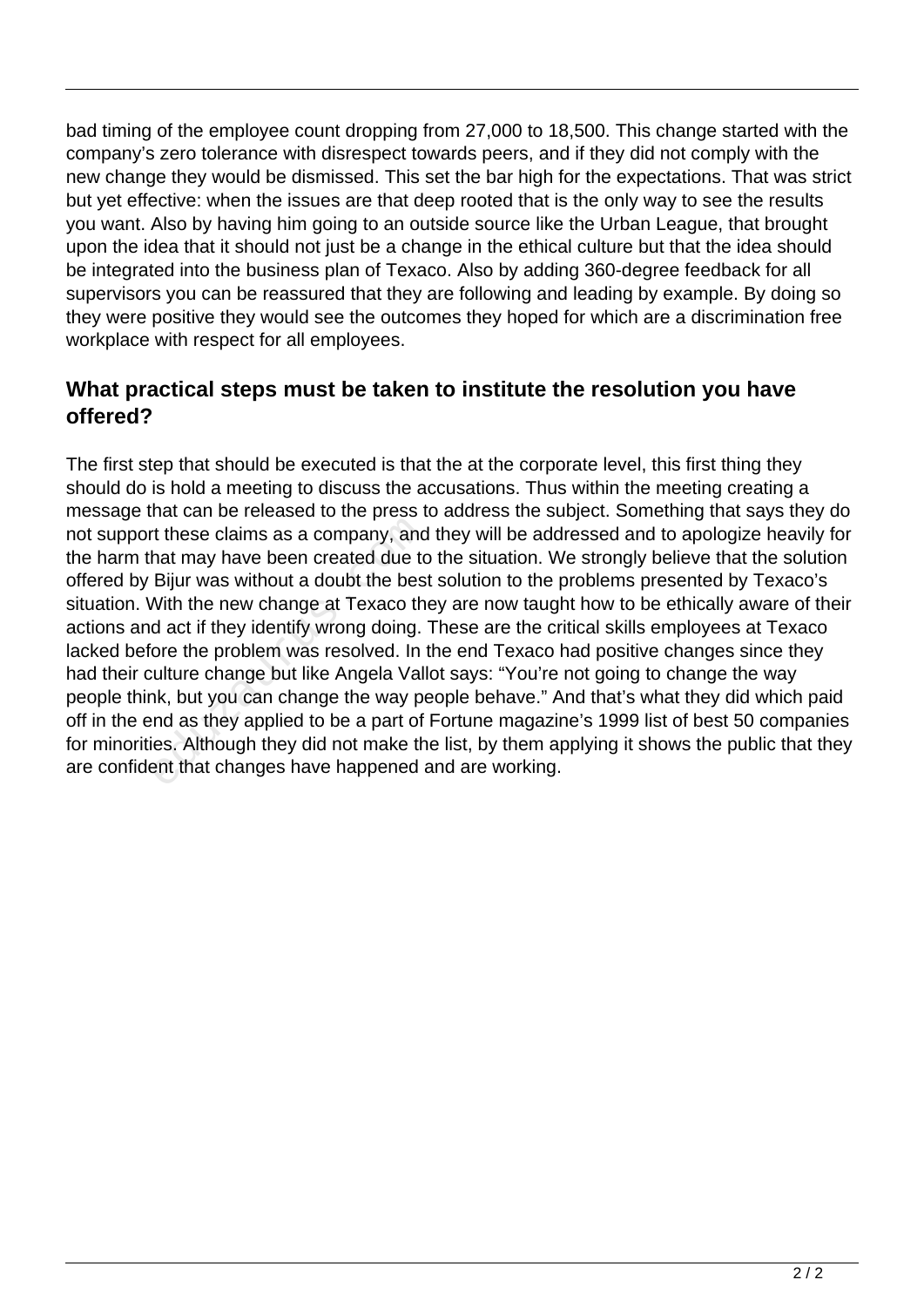bad timing of the employee count dropping from 27,000 to 18,500. This change started with the company's zero tolerance with disrespect towards peers, and if they did not comply with the new change they would be dismissed. This set the bar high for the expectations. That was strict but yet effective: when the issues are that deep rooted that is the only way to see the results you want. Also by having him going to an outside source like the Urban League, that brought upon the idea that it should not just be a change in the ethical culture but that the idea should be integrated into the business plan of Texaco. Also by adding 360-degree feedback for all supervisors you can be reassured that they are following and leading by example. By doing so they were positive they would see the outcomes they hoped for which are a discrimination free workplace with respect for all employees.

## What practical steps must be taken to institute the resolution you have offered?

The first step that should be executed is that the at the corporate level, this first thing they should do is hold a meeting to discuss the accusations. Thus within the meeting creating a message that can be released to the press to address the subject. Something that says they do not support these claims as a company, and they will be addressed and to apologize heavily for the harm that may have been created due to the situation. We strongly believe that the solution offered by Bijur was without a doubt the best solution to the problems presented by Texaco's situation. With the new change at Texaco they are now taught how to be ethically aware of their actions and act if they identify wrong doing. These are the critical skills employees at Texaco lacked before the problem was resolved. In the end Texaco had positive changes since they had their culture change but like Angela Vallot says: "You're not going to change the way people think, but you can change the way people behave." And that's what they did which paid off in the end as they applied to be a part of Fortune magazine's 1999 list of best 50 companies for minorities. Although they did not make the list, by them applying it shows the public that they are confident that changes have happened and are working.